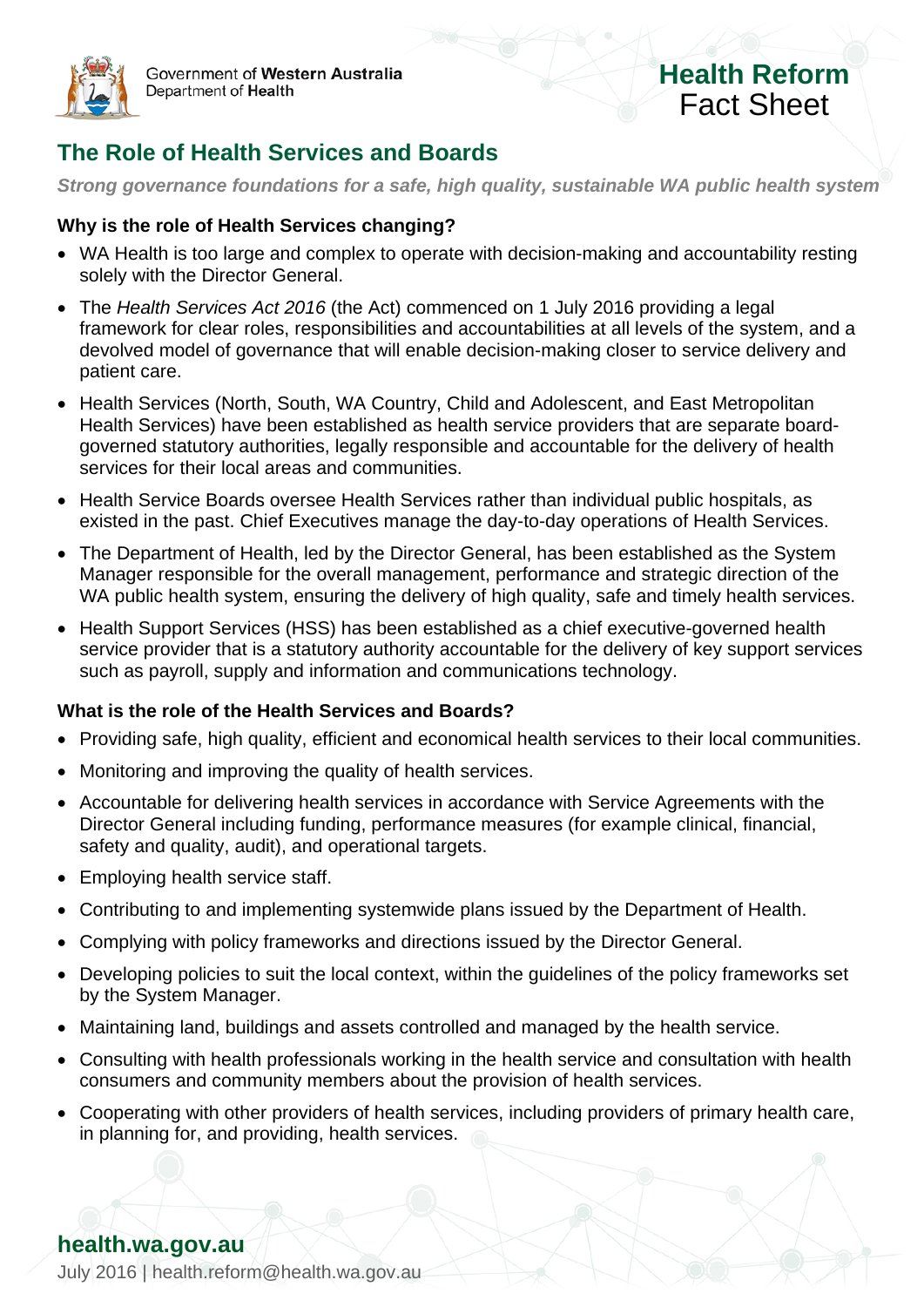Government of **Western Australia**
Department of **Health**

**Health Reform**
Fact Sheet

# The Role of Health Services and Boards

***Strong governance foundations for a safe, high quality, sustainable WA public health system***

### Why is the role of Health Services changing?

- WA Health is too large and complex to operate with decision-making and accountability resting solely with the Director General.
- The *Health Services Act 2016* (the Act) commenced on 1 July 2016 providing a legal framework for clear roles, responsibilities and accountabilities at all levels of the system, and a devolved model of governance that will enable decision-making closer to service delivery and patient care.
- Health Services (North, South, WA Country, Child and Adolescent, and East Metropolitan Health Services) have been established as health service providers that are separate board-governed statutory authorities, legally responsible and accountable for the delivery of health services for their local areas and communities.
- Health Service Boards oversee Health Services rather than individual public hospitals, as existed in the past. Chief Executives manage the day-to-day operations of Health Services.
- The Department of Health, led by the Director General, has been established as the System Manager responsible for the overall management, performance and strategic direction of the WA public health system, ensuring the delivery of high quality, safe and timely health services.
- Health Support Services (HSS) has been established as a chief executive-governed health service provider that is a statutory authority accountable for the delivery of key support services such as payroll, supply and information and communications technology.

### What is the role of the Health Services and Boards?

- Providing safe, high quality, efficient and economical health services to their local communities.
- Monitoring and improving the quality of health services.
- Accountable for delivering health services in accordance with Service Agreements with the Director General including funding, performance measures (for example clinical, financial, safety and quality, audit), and operational targets.
- Employing health service staff.
- Contributing to and implementing systemwide plans issued by the Department of Health.
- Complying with policy frameworks and directions issued by the Director General.
- Developing policies to suit the local context, within the guidelines of the policy frameworks set by the System Manager.
- Maintaining land, buildings and assets controlled and managed by the health service.
- Consulting with health professionals working in the health service and consultation with health consumers and community members about the provision of health services.
- Cooperating with other providers of health services, including providers of primary health care, in planning for, and providing, health services.

**health.wa.gov.au**

July 2016 | health.reform@health.wa.gov.au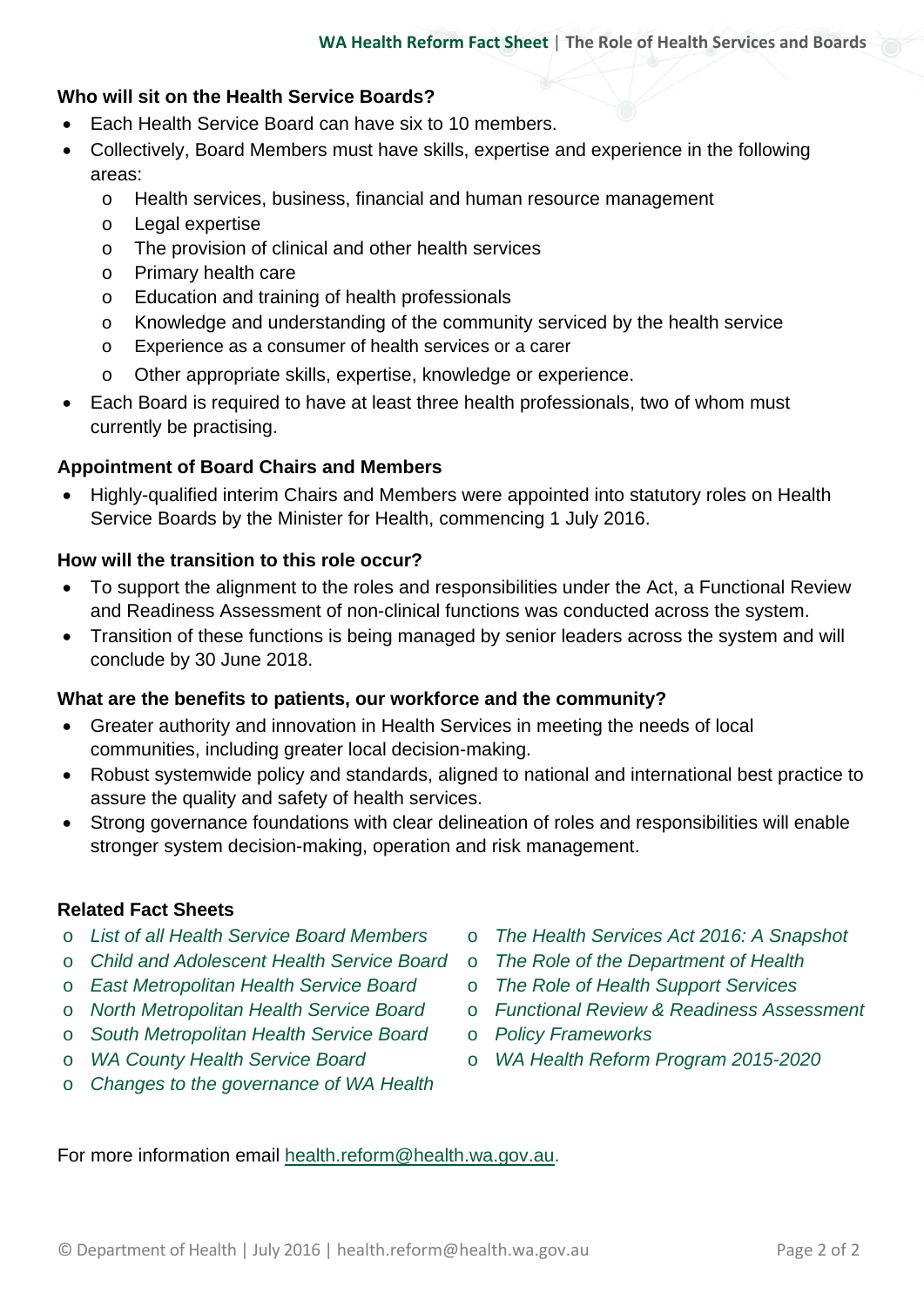**Who will sit on the Health Service Boards?**

- Each Health Service Board can have six to 10 members.
- Collectively, Board Members must have skills, expertise and experience in the following areas:
  - Health services, business, financial and human resource management
  - Legal expertise
  - The provision of clinical and other health services
  - Primary health care
  - Education and training of health professionals
  - Knowledge and understanding of the community serviced by the health service
  - Experience as a consumer of health services or a carer
  - Other appropriate skills, expertise, knowledge or experience.
- Each Board is required to have at least three health professionals, two of whom must currently be practising.

**Appointment of Board Chairs and Members**

- Highly-qualified interim Chairs and Members were appointed into statutory roles on Health Service Boards by the Minister for Health, commencing 1 July 2016.

**How will the transition to this role occur?**

- To support the alignment to the roles and responsibilities under the Act, a Functional Review and Readiness Assessment of non-clinical functions was conducted across the system.
- Transition of these functions is being managed by senior leaders across the system and will conclude by 30 June 2018.

**What are the benefits to patients, our workforce and the community?**

- Greater authority and innovation in Health Services in meeting the needs of local communities, including greater local decision-making.
- Robust systemwide policy and standards, aligned to national and international best practice to assure the quality and safety of health services.
- Strong governance foundations with clear delineation of roles and responsibilities will enable stronger system decision-making, operation and risk management.

**Related Fact Sheets**

- *List of all Health Service Board Members*
- *Child and Adolescent Health Service Board*
- *East Metropolitan Health Service Board*
- *North Metropolitan Health Service Board*
- *South Metropolitan Health Service Board*
- *WA County Health Service Board*
- *Changes to the governance of WA Health*
- *The Health Services Act 2016: A Snapshot*
- *The Role of the Department of Health*
- *The Role of Health Support Services*
- *Functional Review & Readiness Assessment*
- *Policy Frameworks*
- *WA Health Reform Program 2015-2020*

For more information email health.reform@health.wa.gov.au.